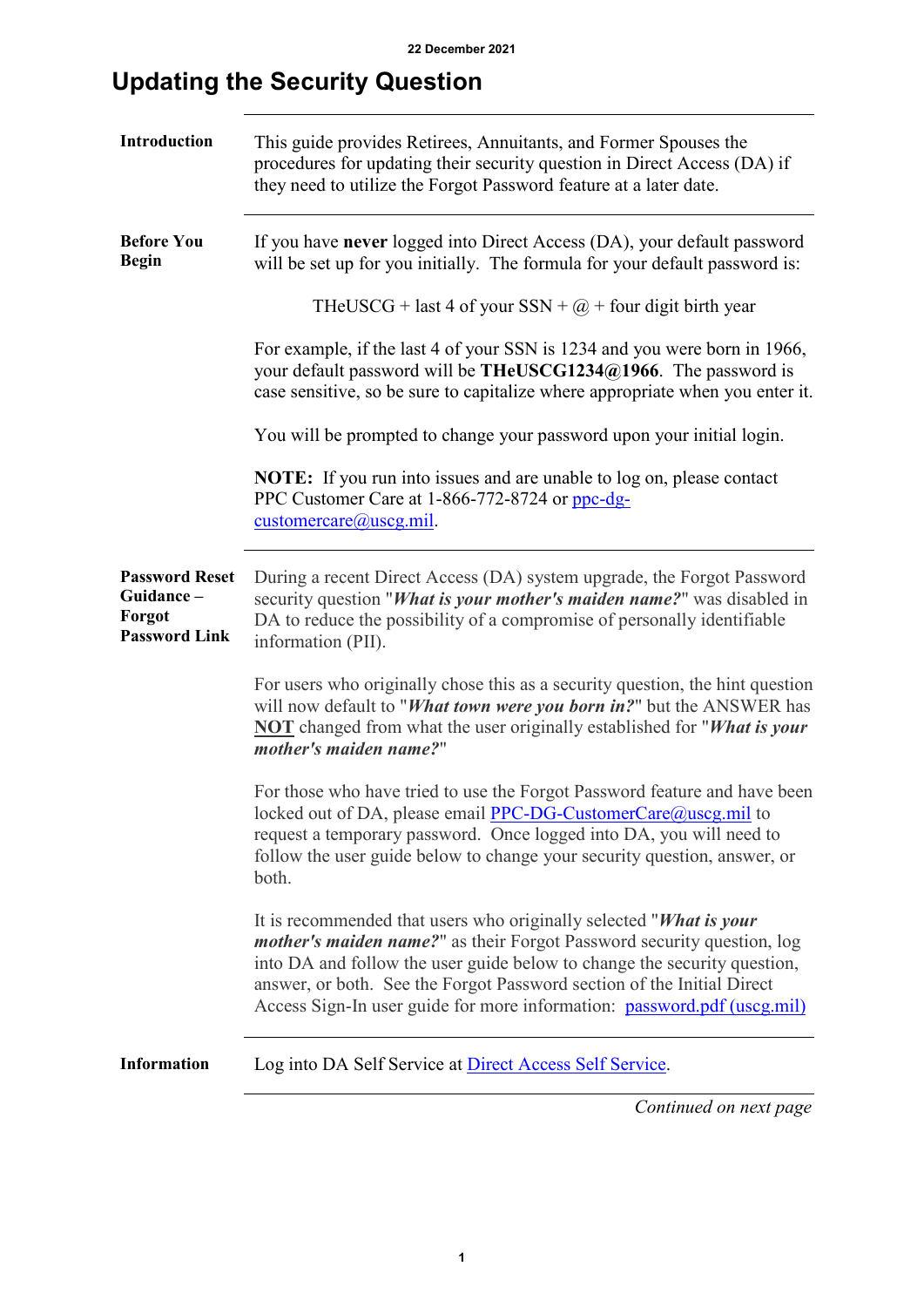22 December 2021

# Updating the Security Question

**Introduction**

This guide provides Retirees, Annuitants, and Former Spouses the procedures for updating their security question in Direct Access (DA) if they need to utilize the Forgot Password feature at a later date.

**Before You Begin**

If you have **never** logged into Direct Access (DA), your default password will be set up for you initially. The formula for your default password is:

THeUSCG + last 4 of your SSN + @ + four digit birth year

For example, if the last 4 of your SSN is 1234 and you were born in 1966, your default password will be **THeUSCG1234@1966**. The password is case sensitive, so be sure to capitalize where appropriate when you enter it.

You will be prompted to change your password upon your initial login.

**NOTE:** If you run into issues and are unable to log on, please contact PPC Customer Care at 1-866-772-8724 or ppc-dg-customercare@uscg.mil.

**Password Reset Guidance – Forgot Password Link**

During a recent Direct Access (DA) system upgrade, the Forgot Password security question "***What is your mother's maiden name?***" was disabled in DA to reduce the possibility of a compromise of personally identifiable information (PII).

For users who originally chose this as a security question, the hint question will now default to "***What town were you born in?***" but the ANSWER has **NOT** changed from what the user originally established for "***What is your mother's maiden name?***"

For those who have tried to use the Forgot Password feature and have been locked out of DA, please email PPC-DG-CustomerCare@uscg.mil to request a temporary password. Once logged into DA, you will need to follow the user guide below to change your security question, answer, or both.

It is recommended that users who originally selected "***What is your mother's maiden name?***" as their Forgot Password security question, log into DA and follow the user guide below to change the security question, answer, or both. See the Forgot Password section of the Initial Direct Access Sign-In user guide for more information: password.pdf (uscg.mil)

**Information**

Log into DA Self Service at Direct Access Self Service.

*Continued on next page*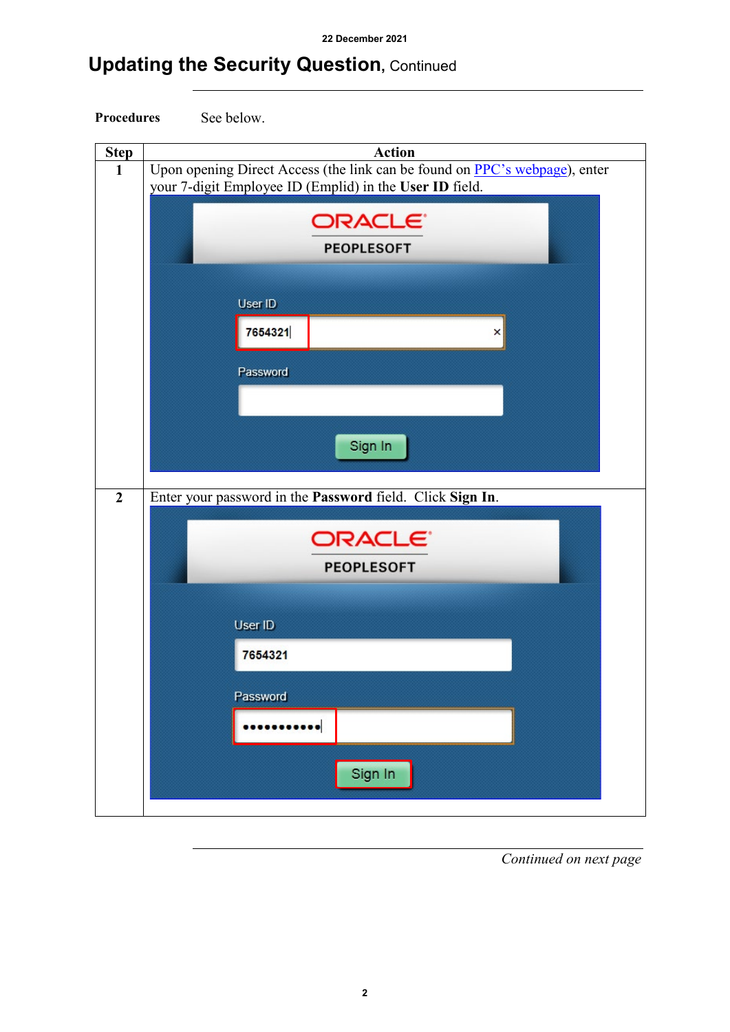## Updating the Security Question, Continued

**Procedures** See below.

| Step | Action |
|---|---|
| 1 | Upon opening Direct Access (the link can be found on PPC's webpage), enter your 7-digit Employee ID (Emplid) in the **User ID** field. |
| 2 | Enter your password in the **Password** field. Click **Sign In**. |

*Continued on next page*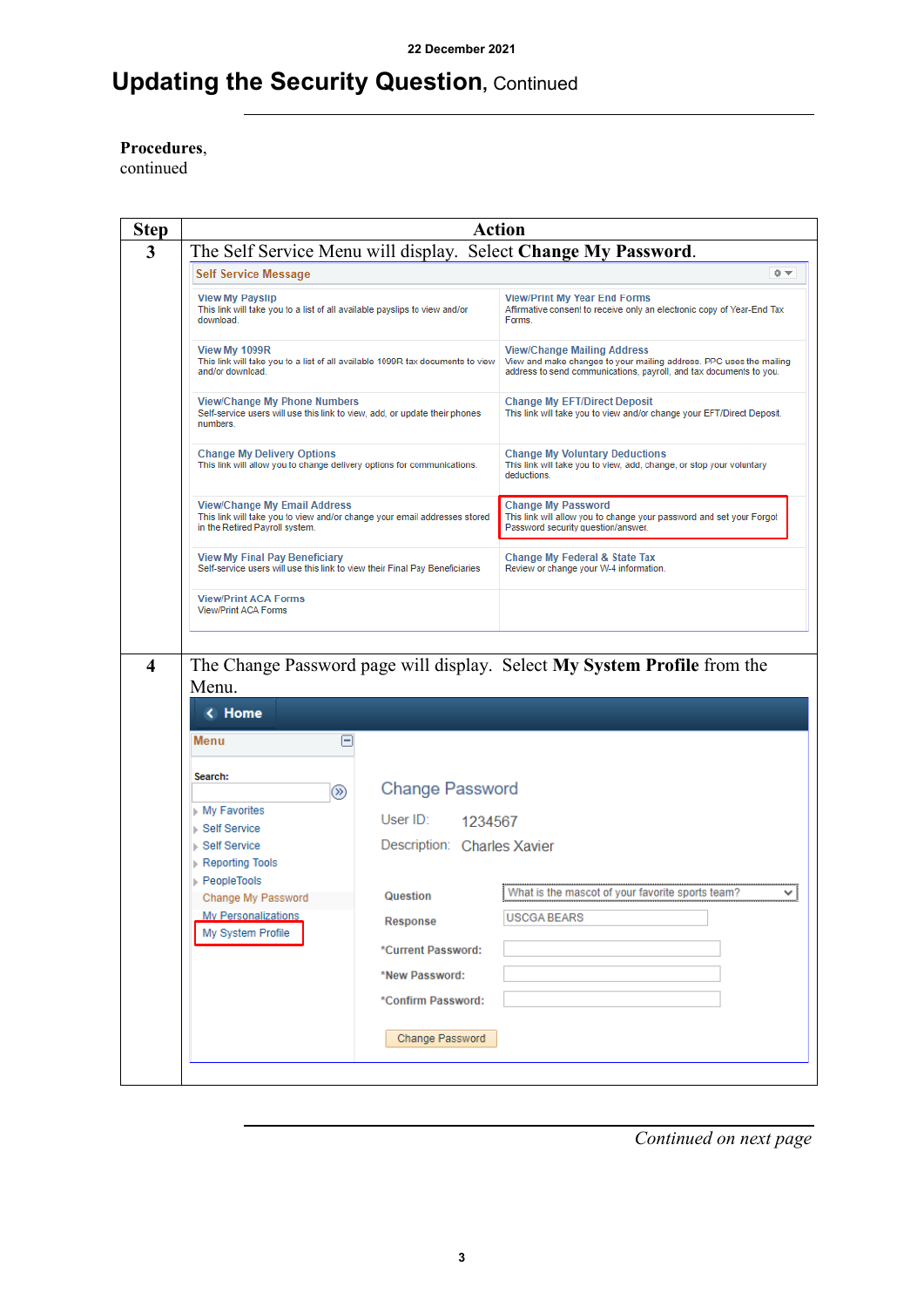# Updating the Security Question, Continued

**Procedures,** continued

| Step | Action |
|---|---|
| 3 | The Self Service Menu will display. Select **Change My Password**. |
| 4 | The Change Password page will display. Select **My System Profile** from the Menu. |

*Continued on next page*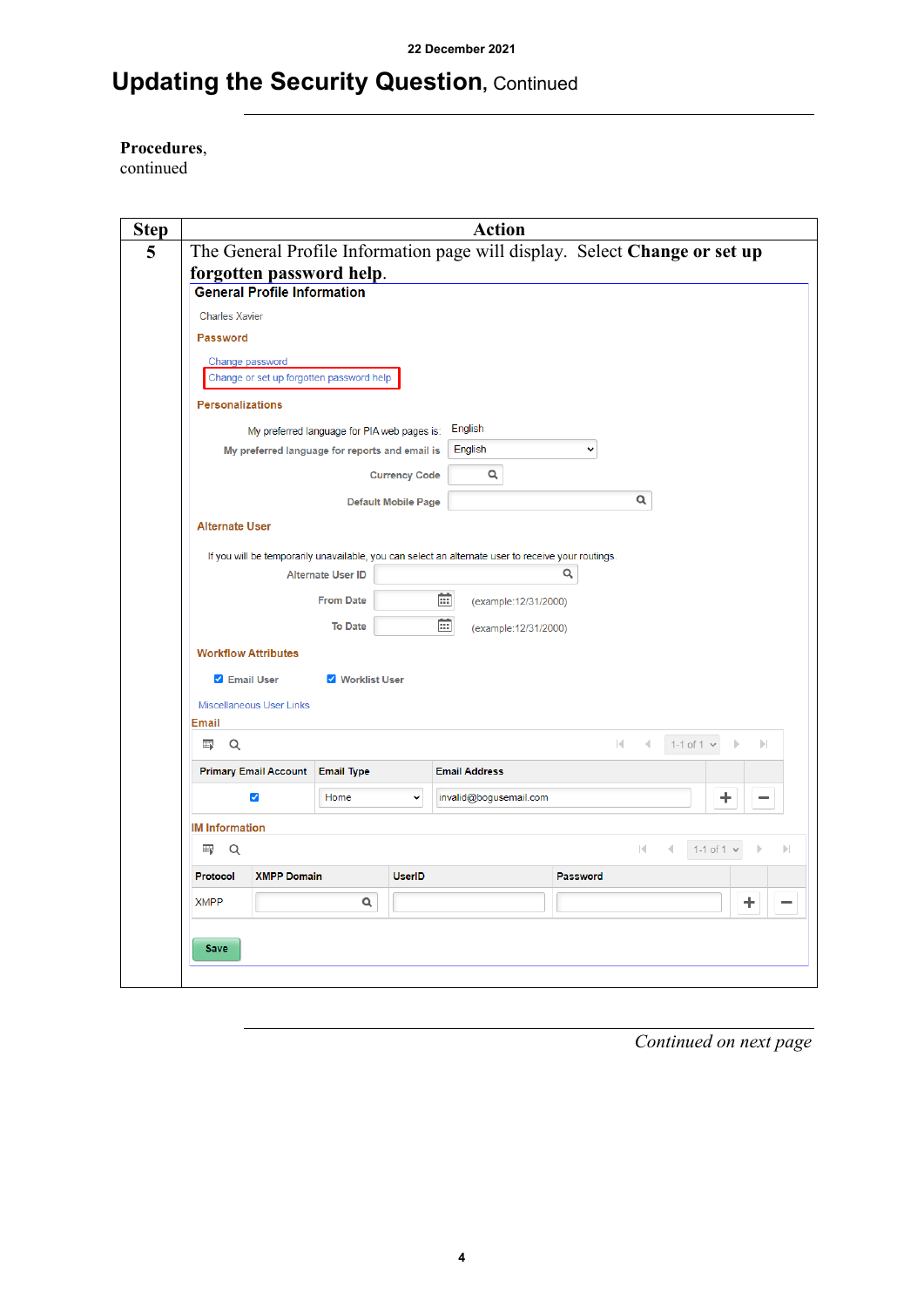# Updating the Security Question, Continued

**Procedures,** continued

| Step | Action |
|---|---|
| 5 | The General Profile Information page will display. Select **Change or set up forgotten password help**. |

General Profile Information

Charles Xavier

Password

Change password

Change or set up forgotten password help

Personalizations

My preferred language for PIA web pages is: English

My preferred language for reports and email is: English

Currency Code

Default Mobile Page

Alternate User

If you will be temporarily unavailable, you can select an alternate user to receive your routings.

Alternate User ID

From Date (example:12/31/2000)

To Date (example:12/31/2000)

Workflow Attributes

Email User Worklist User

Miscellaneous User Links

Email

1-1 of 1

| Primary Email Account | Email Type | Email Address |
|---|---|---|
| ☑ | Home | invalid@bogusemail.com |

IM Information

1-1 of 1

| Protocol | XMPP Domain | UserID | Password |
|---|---|---|---|
| XMPP | | | |

Save

*Continued on next page*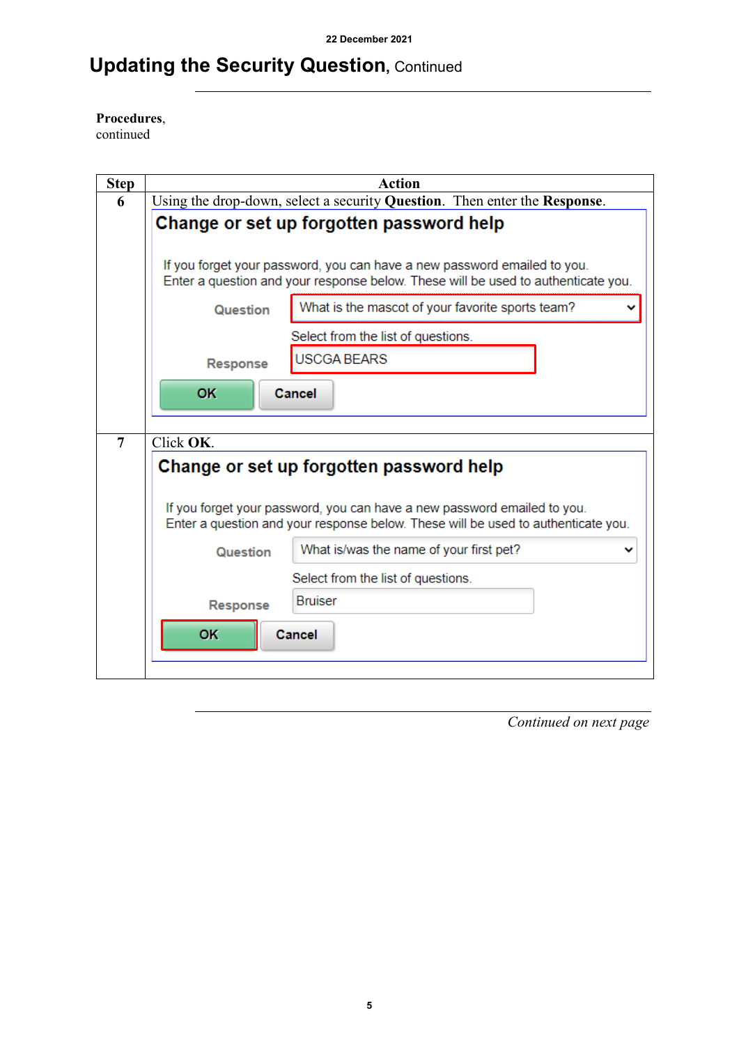# Updating the Security Question, Continued

**Procedures**, continued

| Step | Action |
|---|---|
| 6 | Using the drop-down, select a security **Question**. Then enter the **Response**.<br><br>**Change or set up forgotten password help**<br><br>If you forget your password, you can have a new password emailed to you. Enter a question and your response below. These will be used to authenticate you.<br><br>Question: What is the mascot of your favorite sports team?<br>Select from the list of questions.<br>Response: USCGA BEARS<br><br>OK Cancel |
| 7 | Click **OK**.<br><br>**Change or set up forgotten password help**<br><br>If you forget your password, you can have a new password emailed to you. Enter a question and your response below. These will be used to authenticate you.<br><br>Question: What is/was the name of your first pet?<br>Select from the list of questions.<br>Response: Bruiser<br><br>OK Cancel |

*Continued on next page*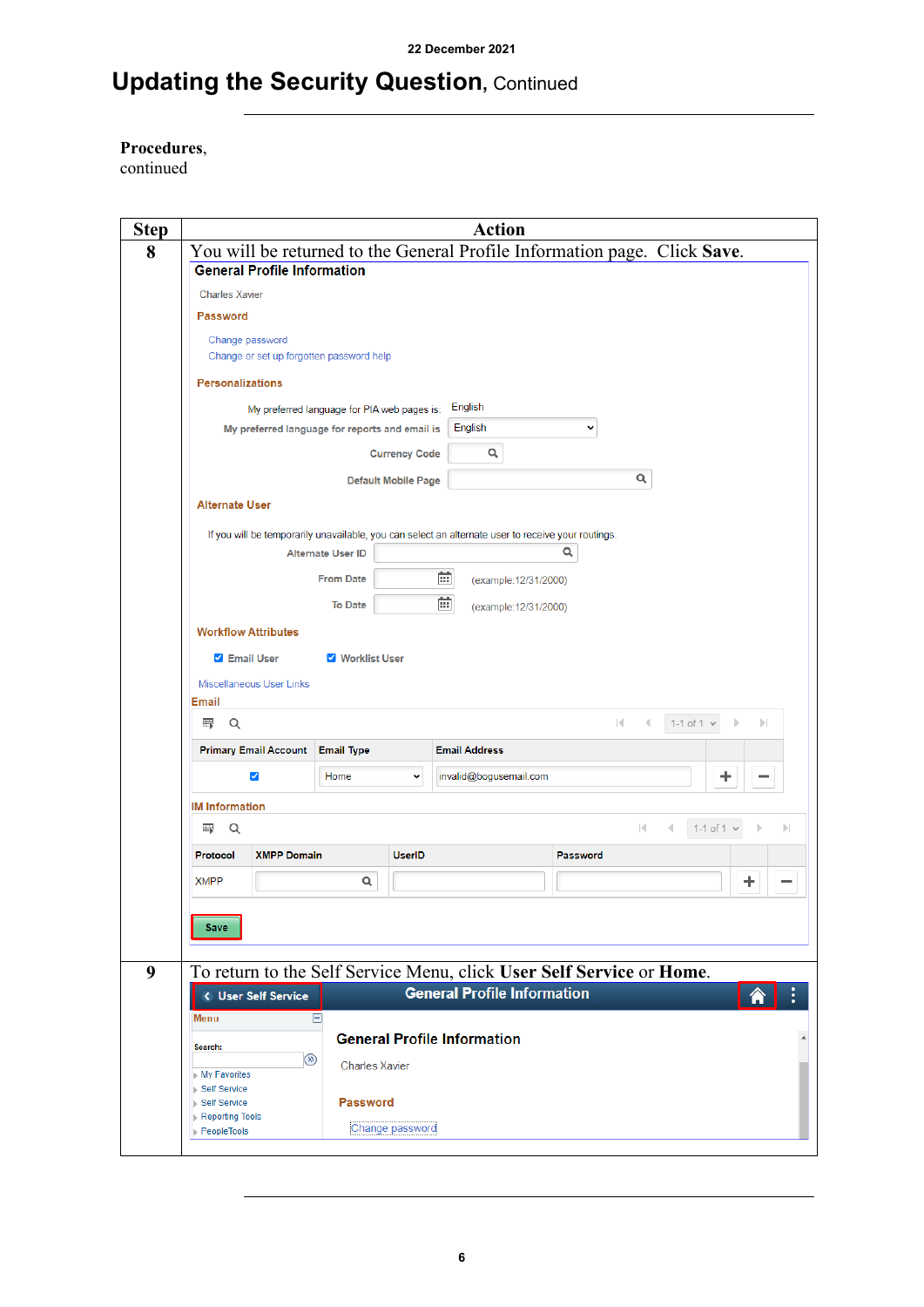# Updating the Security Question, Continued

**Procedures**, continued

| Step | Action |
| --- | --- |
| 8 | You will be returned to the General Profile Information page. Click **Save**. |
| 9 | To return to the Self Service Menu, click **User Self Service** or **Home**. |